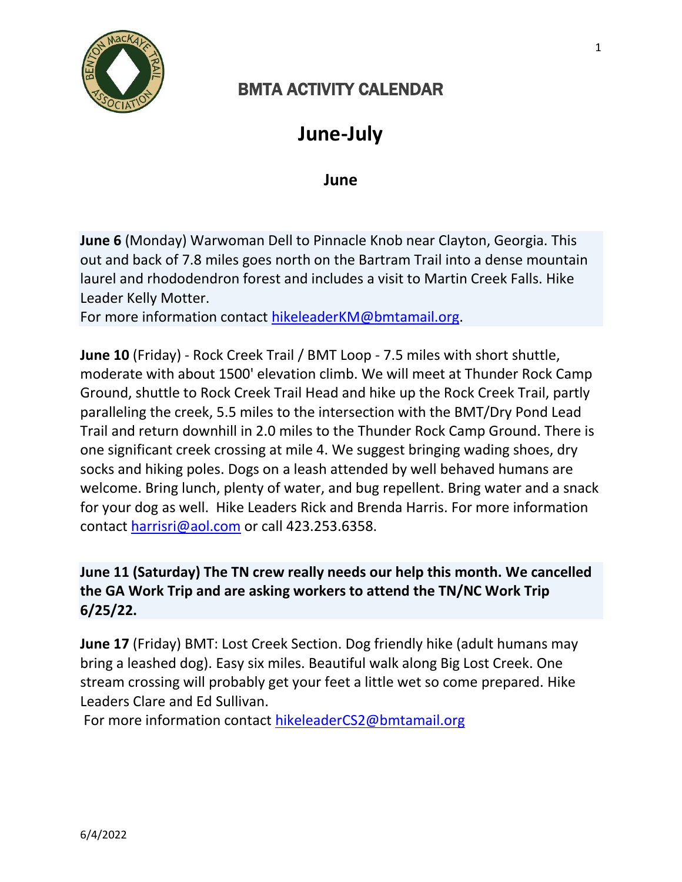# BMTA ACTIVITY CALENDAR

## June-July

### June

**June 6** (Monday) Warwoman Dell to Pinnacle Knob near Clayton, Georgia. This out and back of 7.8 miles goes north on the Bartram Trail into a dense mountain laurel and rhododendron forest and includes a visit to Martin Creek Falls. Hike Leader Kelly Motter.
For more information contact hikeleaderKM@bmtamail.org.

**June 10** (Friday) - Rock Creek Trail / BMT Loop - 7.5 miles with short shuttle, moderate with about 1500' elevation climb. We will meet at Thunder Rock Camp Ground, shuttle to Rock Creek Trail Head and hike up the Rock Creek Trail, partly paralleling the creek, 5.5 miles to the intersection with the BMT/Dry Pond Lead Trail and return downhill in 2.0 miles to the Thunder Rock Camp Ground. There is one significant creek crossing at mile 4. We suggest bringing wading shoes, dry socks and hiking poles. Dogs on a leash attended by well behaved humans are welcome. Bring lunch, plenty of water, and bug repellent. Bring water and a snack for your dog as well. Hike Leaders Rick and Brenda Harris. For more information contact harrisri@aol.com or call 423.253.6358.

**June 11 (Saturday) The TN crew really needs our help this month. We cancelled the GA Work Trip and are asking workers to attend the TN/NC Work Trip 6/25/22.**

**June 17** (Friday) BMT: Lost Creek Section. Dog friendly hike (adult humans may bring a leashed dog). Easy six miles. Beautiful walk along Big Lost Creek. One stream crossing will probably get your feet a little wet so come prepared. Hike Leaders Clare and Ed Sullivan.
For more information contact hikeleaderCS2@bmtamail.org

6/4/2022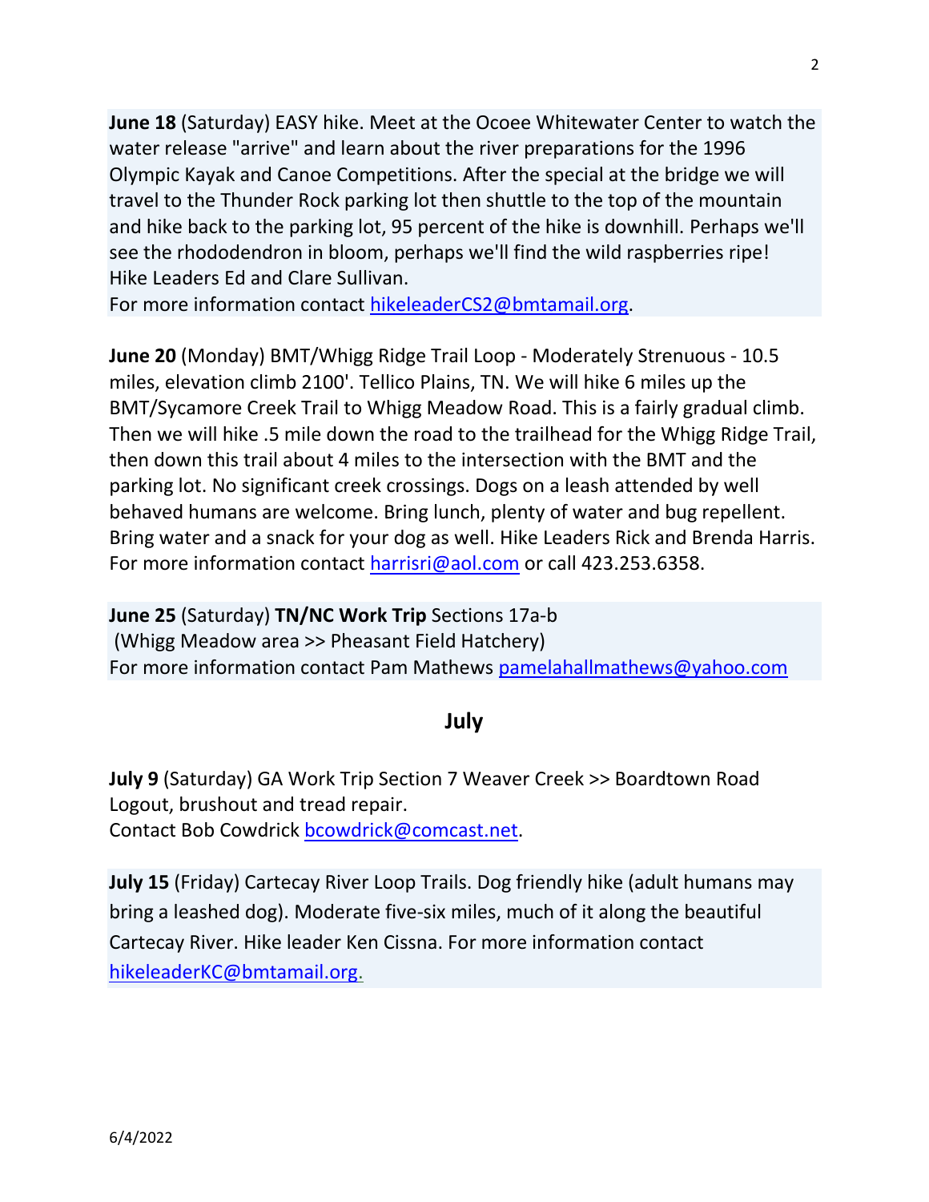**June 18** (Saturday) EASY hike. Meet at the Ocoee Whitewater Center to watch the water release "arrive" and learn about the river preparations for the 1996 Olympic Kayak and Canoe Competitions. After the special at the bridge we will travel to the Thunder Rock parking lot then shuttle to the top of the mountain and hike back to the parking lot, 95 percent of the hike is downhill. Perhaps we'll see the rhododendron in bloom, perhaps we'll find the wild raspberries ripe! Hike Leaders Ed and Clare Sullivan.
For more information contact hikeleaderCS2@bmtamail.org.

**June 20** (Monday) BMT/Whigg Ridge Trail Loop - Moderately Strenuous - 10.5 miles, elevation climb 2100'. Tellico Plains, TN. We will hike 6 miles up the BMT/Sycamore Creek Trail to Whigg Meadow Road. This is a fairly gradual climb. Then we will hike .5 mile down the road to the trailhead for the Whigg Ridge Trail, then down this trail about 4 miles to the intersection with the BMT and the parking lot. No significant creek crossings. Dogs on a leash attended by well behaved humans are welcome. Bring lunch, plenty of water and bug repellent. Bring water and a snack for your dog as well. Hike Leaders Rick and Brenda Harris. For more information contact harrisri@aol.com or call 423.253.6358.

**June 25** (Saturday) **TN/NC Work Trip** Sections 17a-b
(Whigg Meadow area >> Pheasant Field Hatchery)
For more information contact Pam Mathews pamelahallmathews@yahoo.com

## July

**July 9** (Saturday) GA Work Trip Section 7 Weaver Creek >> Boardtown Road
Logout, brushout and tread repair.
Contact Bob Cowdrick bcowdrick@comcast.net.

**July 15** (Friday) Cartecay River Loop Trails. Dog friendly hike (adult humans may bring a leashed dog). Moderate five-six miles, much of it along the beautiful Cartecay River. Hike leader Ken Cissna. For more information contact hikeleaderKC@bmtamail.org.

6/4/2022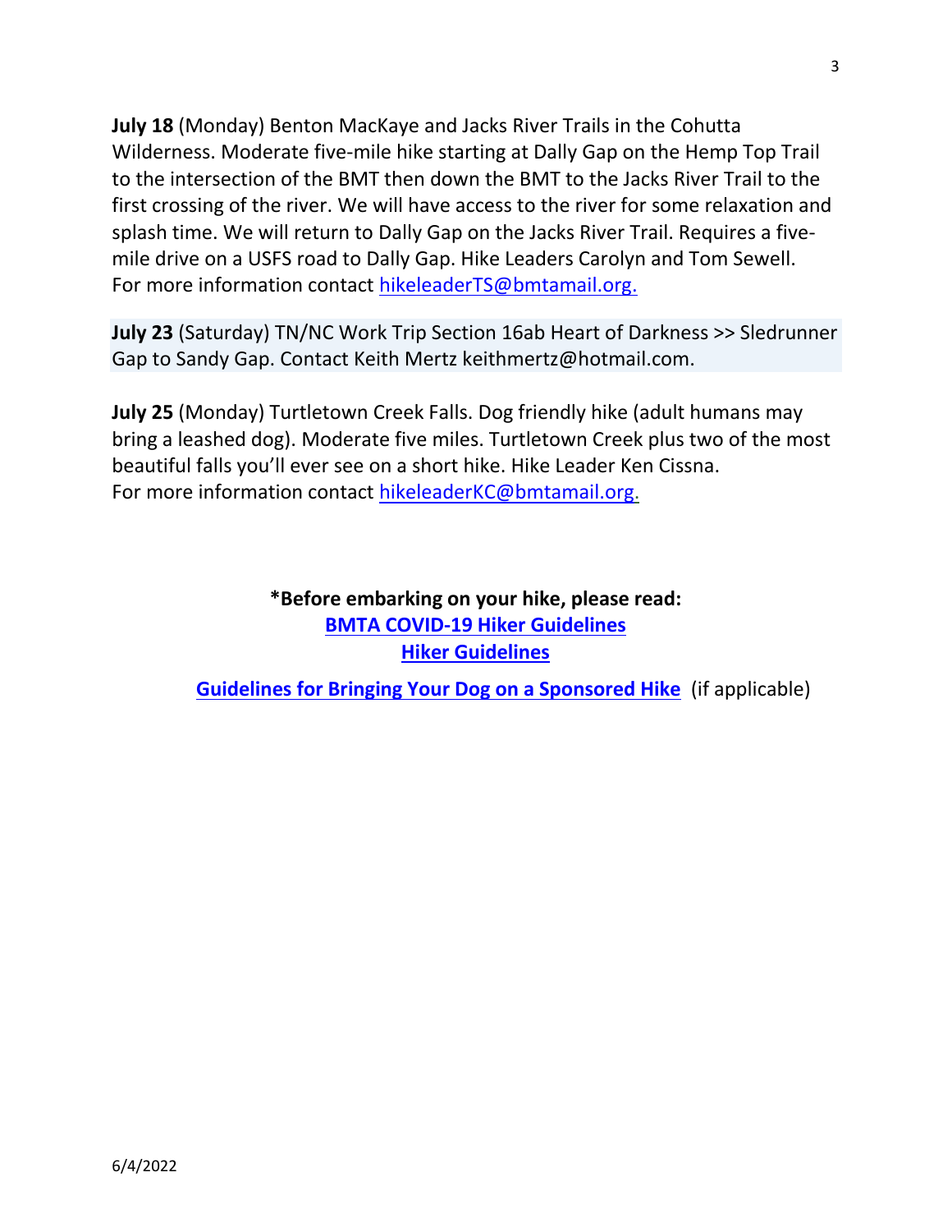**July 18** (Monday) Benton MacKaye and Jacks River Trails in the Cohutta Wilderness. Moderate five-mile hike starting at Dally Gap on the Hemp Top Trail to the intersection of the BMT then down the BMT to the Jacks River Trail to the first crossing of the river. We will have access to the river for some relaxation and splash time. We will return to Dally Gap on the Jacks River Trail. Requires a five-mile drive on a USFS road to Dally Gap. Hike Leaders Carolyn and Tom Sewell. For more information contact hikeleaderTS@bmtamail.org.

**July 23** (Saturday) TN/NC Work Trip Section 16ab Heart of Darkness >> Sledrunner Gap to Sandy Gap. Contact Keith Mertz keithmertz@hotmail.com.

**July 25** (Monday) Turtletown Creek Falls. Dog friendly hike (adult humans may bring a leashed dog). Moderate five miles. Turtletown Creek plus two of the most beautiful falls you'll ever see on a short hike. Hike Leader Ken Cissna. For more information contact hikeleaderKC@bmtamail.org.

**\*Before embarking on your hike, please read:**

**BMTA COVID-19 Hiker Guidelines**

**Hiker Guidelines**

**Guidelines for Bringing Your Dog on a Sponsored Hike** (if applicable)

6/4/2022